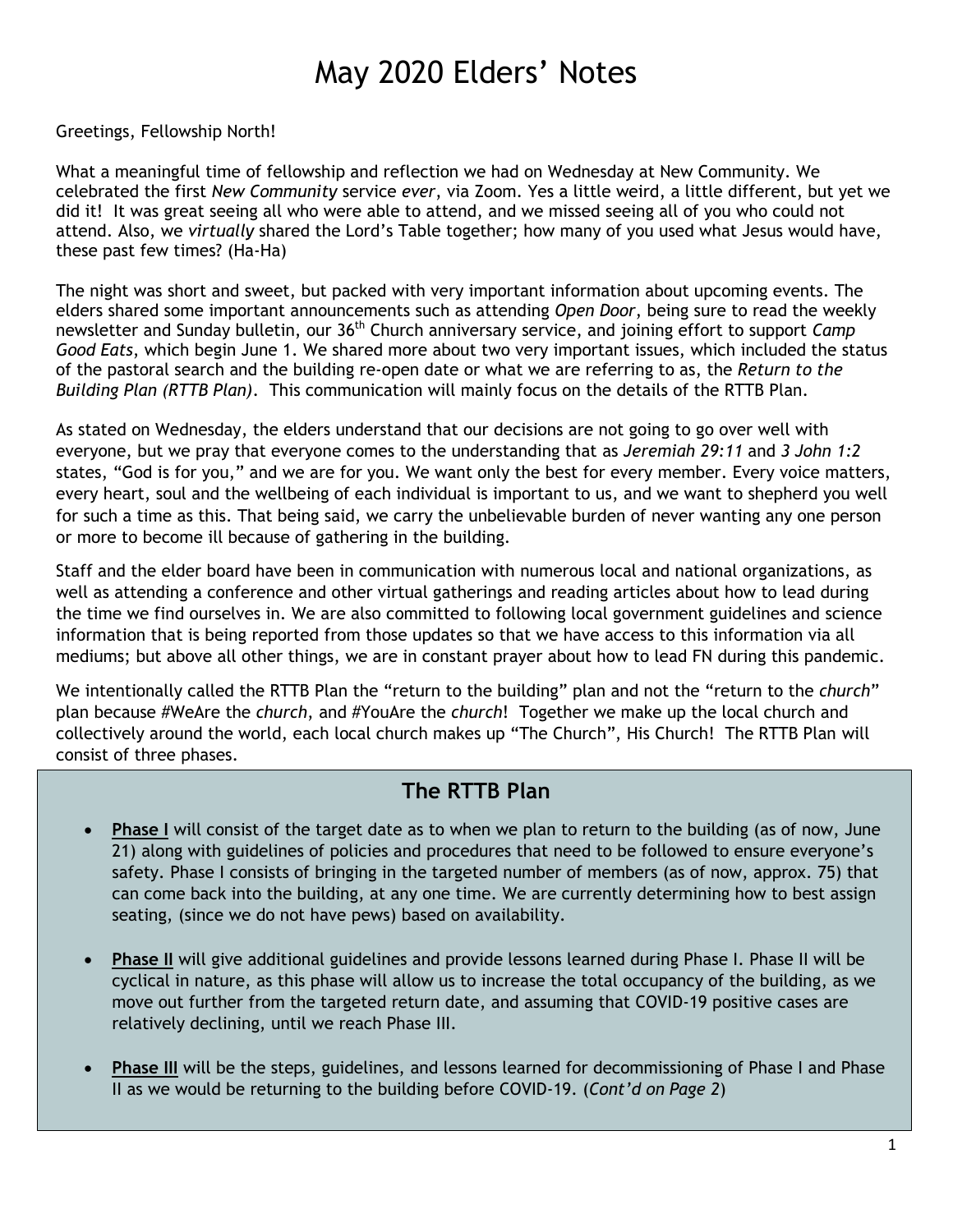# May 2020 Elders' Notes

Greetings, Fellowship North!

What a meaningful time of fellowship and reflection we had on Wednesday at New Community. We celebrated the first *New Community* service *ever*, via Zoom. Yes a little weird, a little different, but yet we did it! It was great seeing all who were able to attend, and we missed seeing all of you who could not attend. Also, we *virtually* shared the Lord's Table together; how many of you used what Jesus would have, these past few times? (Ha-Ha)

The night was short and sweet, but packed with very important information about upcoming events. The elders shared some important announcements such as attending *Open Door*, being sure to read the weekly newsletter and Sunday bulletin, our 36th Church anniversary service, and joining effort to support *Camp Good Eats*, which begin June 1. We shared more about two very important issues, which included the status of the pastoral search and the building re-open date or what we are referring to as, the *Return to the Building Plan (RTTB Plan)*. This communication will mainly focus on the details of the RTTB Plan.

As stated on Wednesday, the elders understand that our decisions are not going to go over well with everyone, but we pray that everyone comes to the understanding that as *Jeremiah 29:11* and *3 John 1:2* states, "God is for you," and we are for you. We want only the best for every member. Every voice matters, every heart, soul and the wellbeing of each individual is important to us, and we want to shepherd you well for such a time as this. That being said, we carry the unbelievable burden of never wanting any one person or more to become ill because of gathering in the building.

Staff and the elder board have been in communication with numerous local and national organizations, as well as attending a conference and other virtual gatherings and reading articles about how to lead during the time we find ourselves in. We are also committed to following local government guidelines and science information that is being reported from those updates so that we have access to this information via all mediums; but above all other things, we are in constant prayer about how to lead FN during this pandemic.

We intentionally called the RTTB Plan the "return to the building" plan and not the "return to the *church*" plan because #WeAre the *church*, and #YouAre the *church*! Together we make up the local church and collectively around the world, each local church makes up "The Church", His Church! The RTTB Plan will consist of three phases.

## The RTTB Plan

- **Phase I** will consist of the target date as to when we plan to return to the building (as of now, June 21) along with guidelines of policies and procedures that need to be followed to ensure everyone's safety. Phase I consists of bringing in the targeted number of members (as of now, approx. 75) that can come back into the building, at any one time. We are currently determining how to best assign seating, (since we do not have pews) based on availability.

- **Phase II** will give additional guidelines and provide lessons learned during Phase I. Phase II will be cyclical in nature, as this phase will allow us to increase the total occupancy of the building, as we move out further from the targeted return date, and assuming that COVID-19 positive cases are relatively declining, until we reach Phase III.

- **Phase III** will be the steps, guidelines, and lessons learned for decommissioning of Phase I and Phase II as we would be returning to the building before COVID-19. (*Cont'd on Page 2*)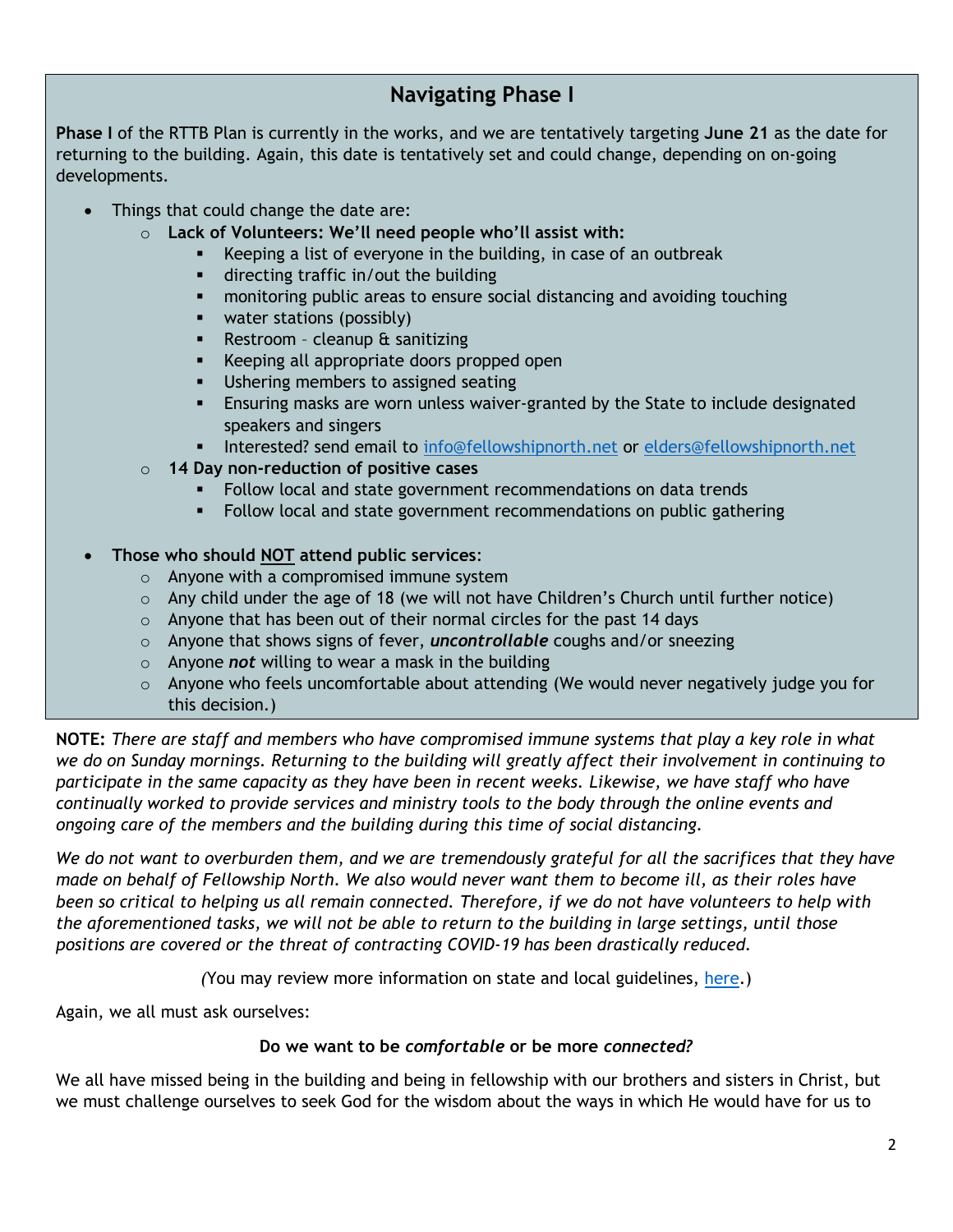## Navigating Phase I

**Phase I** of the RTTB Plan is currently in the works, and we are tentatively targeting **June 21** as the date for returning to the building. Again, this date is tentatively set and could change, depending on on-going developments.

- Things that could change the date are:
  - **Lack of Volunteers: We'll need people who'll assist with:**
    - Keeping a list of everyone in the building, in case of an outbreak
    - directing traffic in/out the building
    - monitoring public areas to ensure social distancing and avoiding touching
    - water stations (possibly)
    - Restroom – cleanup & sanitizing
    - Keeping all appropriate doors propped open
    - Ushering members to assigned seating
    - Ensuring masks are worn unless waiver-granted by the State to include designated speakers and singers
    - Interested? send email to [info@fellowshipnorth.net](mailto:info@fellowshipnorth.net) or [elders@fellowshipnorth.net](mailto:elders@fellowshipnorth.net)
  - **14 Day non-reduction of positive cases**
    - Follow local and state government recommendations on data trends
    - Follow local and state government recommendations on public gathering

- **Those who should NOT attend public services**:
  - Anyone with a compromised immune system
  - Any child under the age of 18 (we will not have Children's Church until further notice)
  - Anyone that has been out of their normal circles for the past 14 days
  - Anyone that shows signs of fever, ***uncontrollable*** coughs and/or sneezing
  - Anyone ***not*** willing to wear a mask in the building
  - Anyone who feels uncomfortable about attending (We would never negatively judge you for this decision.)

**NOTE:** *There are staff and members who have compromised immune systems that play a key role in what we do on Sunday mornings. Returning to the building will greatly affect their involvement in continuing to participate in the same capacity as they have been in recent weeks. Likewise, we have staff who have continually worked to provide services and ministry tools to the body through the online events and ongoing care of the members and the building during this time of social distancing.*

*We do not want to overburden them, and we are tremendously grateful for all the sacrifices that they have made on behalf of Fellowship North. We also would never want them to become ill, as their roles have been so critical to helping us all remain connected. Therefore, if we do not have volunteers to help with the aforementioned tasks, we will not be able to return to the building in large settings, until those positions are covered or the threat of contracting COVID-19 has been drastically reduced.*

*(*You may review more information on state and local guidelines, here.)

Again, we all must ask ourselves:

**Do we want to be *comfortable* or be more *connected?***

We all have missed being in the building and being in fellowship with our brothers and sisters in Christ, but we must challenge ourselves to seek God for the wisdom about the ways in which He would have for us to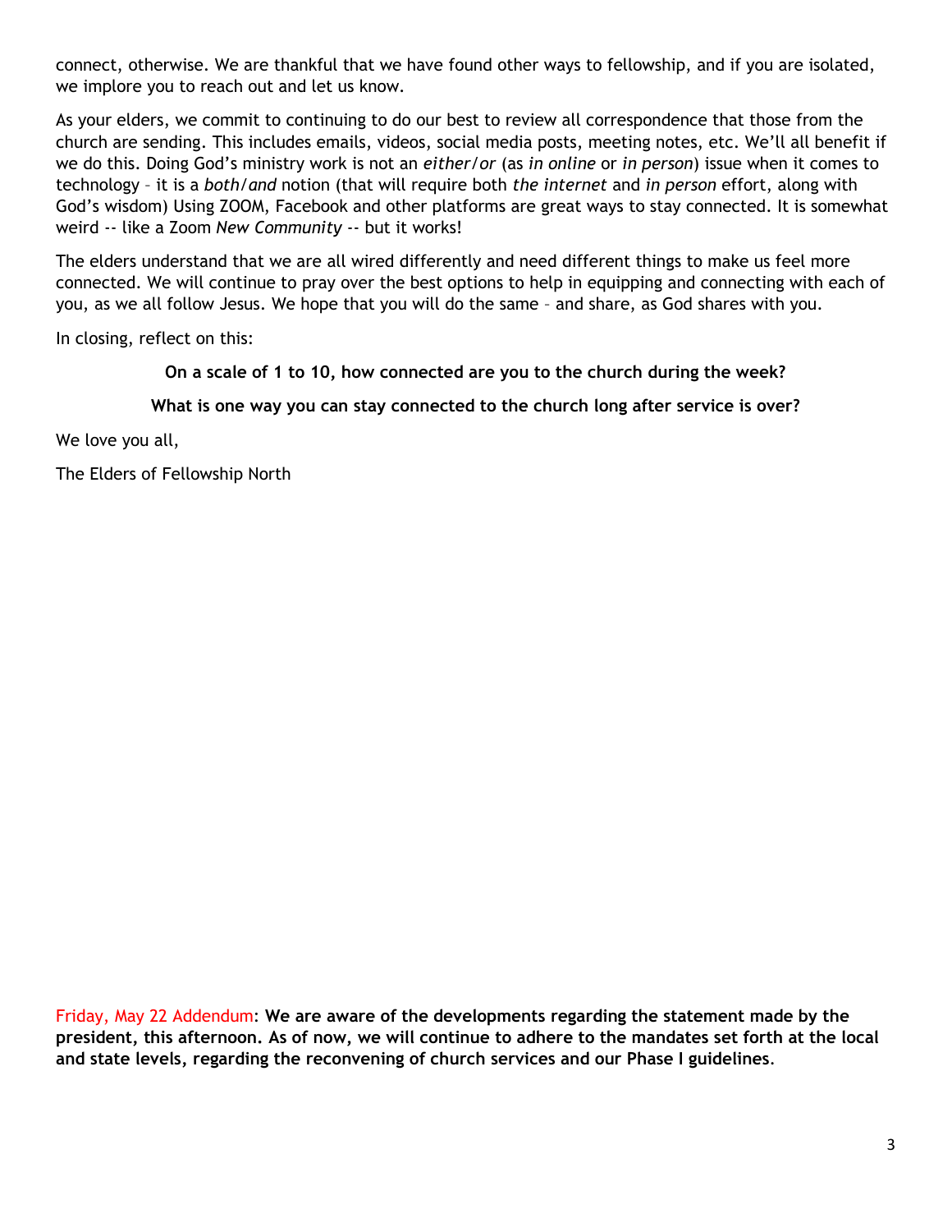connect, otherwise. We are thankful that we have found other ways to fellowship, and if you are isolated, we implore you to reach out and let us know.

As your elders, we commit to continuing to do our best to review all correspondence that those from the church are sending. This includes emails, videos, social media posts, meeting notes, etc. We'll all benefit if we do this. Doing God's ministry work is not an *either/or* (as *in online* or *in person*) issue when it comes to technology – it is a *both/and* notion (that will require both *the internet* and *in person* effort, along with God's wisdom) Using ZOOM, Facebook and other platforms are great ways to stay connected. It is somewhat weird -- like a Zoom *New Community* -- but it works!

The elders understand that we are all wired differently and need different things to make us feel more connected. We will continue to pray over the best options to help in equipping and connecting with each of you, as we all follow Jesus. We hope that you will do the same – and share, as God shares with you.

In closing, reflect on this:

**On a scale of 1 to 10, how connected are you to the church during the week?**

**What is one way you can stay connected to the church long after service is over?**

We love you all,

The Elders of Fellowship North

Friday, May 22 Addendum: **We are aware of the developments regarding the statement made by the president, this afternoon. As of now, we will continue to adhere to the mandates set forth at the local and state levels, regarding the reconvening of church services and our Phase I guidelines**.